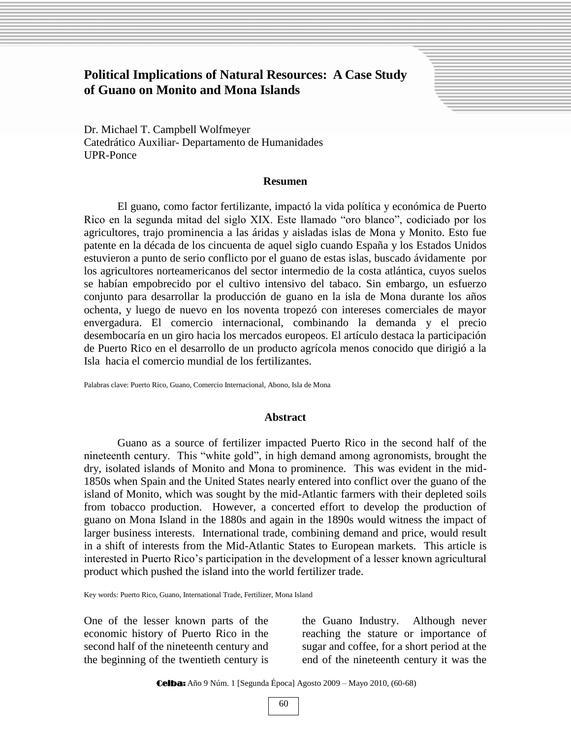# Political Implications of Natural Resources: A Case Study of Guano on Monito and Mona Islands

Dr. Michael T. Campbell Wolfmeyer
Catedrático Auxiliar- Departamento de Humanidades
UPR-Ponce

## Resumen

El guano, como factor fertilizante, impactó la vida política y económica de Puerto Rico en la segunda mitad del siglo XIX. Este llamado "oro blanco", codiciado por los agricultores, trajo prominencia a las áridas y aisladas islas de Mona y Monito. Esto fue patente en la década de los cincuenta de aquel siglo cuando España y los Estados Unidos estuvieron a punto de serio conflicto por el guano de estas islas, buscado ávidamente por los agricultores norteamericanos del sector intermedio de la costa atlántica, cuyos suelos se habían empobrecido por el cultivo intensivo del tabaco. Sin embargo, un esfuerzo conjunto para desarrollar la producción de guano en la isla de Mona durante los años ochenta, y luego de nuevo en los noventa tropezó con intereses comerciales de mayor envergadura. El comercio internacional, combinando la demanda y el precio desembocaría en un giro hacia los mercados europeos. El artículo destaca la participación de Puerto Rico en el desarrollo de un producto agrícola menos conocido que dirigió a la Isla hacia el comercio mundial de los fertilizantes.

Palabras clave: Puerto Rico, Guano, Comercio Internacional, Abono, Isla de Mona

## Abstract

Guano as a source of fertilizer impacted Puerto Rico in the second half of the nineteenth century. This "white gold", in high demand among agronomists, brought the dry, isolated islands of Monito and Mona to prominence. This was evident in the mid-1850s when Spain and the United States nearly entered into conflict over the guano of the island of Monito, which was sought by the mid-Atlantic farmers with their depleted soils from tobacco production. However, a concerted effort to develop the production of guano on Mona Island in the 1880s and again in the 1890s would witness the impact of larger business interests. International trade, combining demand and price, would result in a shift of interests from the Mid-Atlantic States to European markets. This article is interested in Puerto Rico's participation in the development of a lesser known agricultural product which pushed the island into the world fertilizer trade.

Key words: Puerto Rico, Guano, International Trade, Fertilizer, Mona Island

One of the lesser known parts of the economic history of Puerto Rico in the second half of the nineteenth century and the beginning of the twentieth century is the Guano Industry. Although never reaching the stature or importance of sugar and coffee, for a short period at the end of the nineteenth century it was the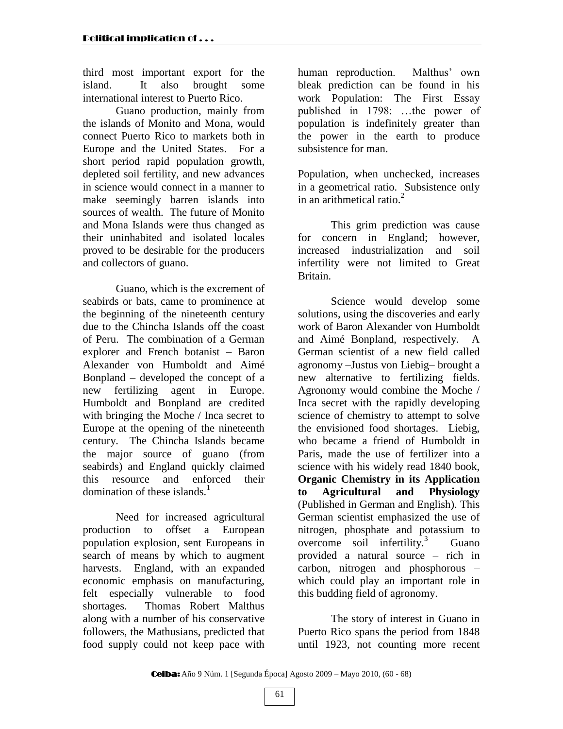third most important export for the island. It also brought some international interest to Puerto Rico.

Guano production, mainly from the islands of Monito and Mona, would connect Puerto Rico to markets both in Europe and the United States. For a short period rapid population growth, depleted soil fertility, and new advances in science would connect in a manner to make seemingly barren islands into sources of wealth. The future of Monito and Mona Islands were thus changed as their uninhabited and isolated locales proved to be desirable for the producers and collectors of guano.

Guano, which is the excrement of seabirds or bats, came to prominence at the beginning of the nineteenth century due to the Chincha Islands off the coast of Peru. The combination of a German explorer and French botanist – Baron Alexander von Humboldt and Aimé Bonpland – developed the concept of a new fertilizing agent in Europe. Humboldt and Bonpland are credited with bringing the Moche / Inca secret to Europe at the opening of the nineteenth century. The Chincha Islands became the major source of guano (from seabirds) and England quickly claimed this resource and enforced their domination of these islands.[1]

Need for increased agricultural production to offset a European population explosion, sent Europeans in search of means by which to augment harvests. England, with an expanded economic emphasis on manufacturing, felt especially vulnerable to food shortages. Thomas Robert Malthus along with a number of his conservative followers, the Mathusians, predicted that food supply could not keep pace with human reproduction. Malthus' own bleak prediction can be found in his work Population: The First Essay published in 1798: …the power of population is indefinitely greater than the power in the earth to produce subsistence for man.

Population, when unchecked, increases in a geometrical ratio. Subsistence only in an arithmetical ratio.[2]

This grim prediction was cause for concern in England; however, increased industrialization and soil infertility were not limited to Great Britain.

Science would develop some solutions, using the discoveries and early work of Baron Alexander von Humboldt and Aimé Bonpland, respectively. A German scientist of a new field called agronomy –Justus von Liebig– brought a new alternative to fertilizing fields. Agronomy would combine the Moche / Inca secret with the rapidly developing science of chemistry to attempt to solve the envisioned food shortages. Liebig, who became a friend of Humboldt in Paris, made the use of fertilizer into a science with his widely read 1840 book, **Organic Chemistry in its Application to Agricultural and Physiology** (Published in German and English). This German scientist emphasized the use of nitrogen, phosphate and potassium to overcome soil infertility.[3] Guano provided a natural source – rich in carbon, nitrogen and phosphorous – which could play an important role in this budding field of agronomy.

The story of interest in Guano in Puerto Rico spans the period from 1848 until 1923, not counting more recent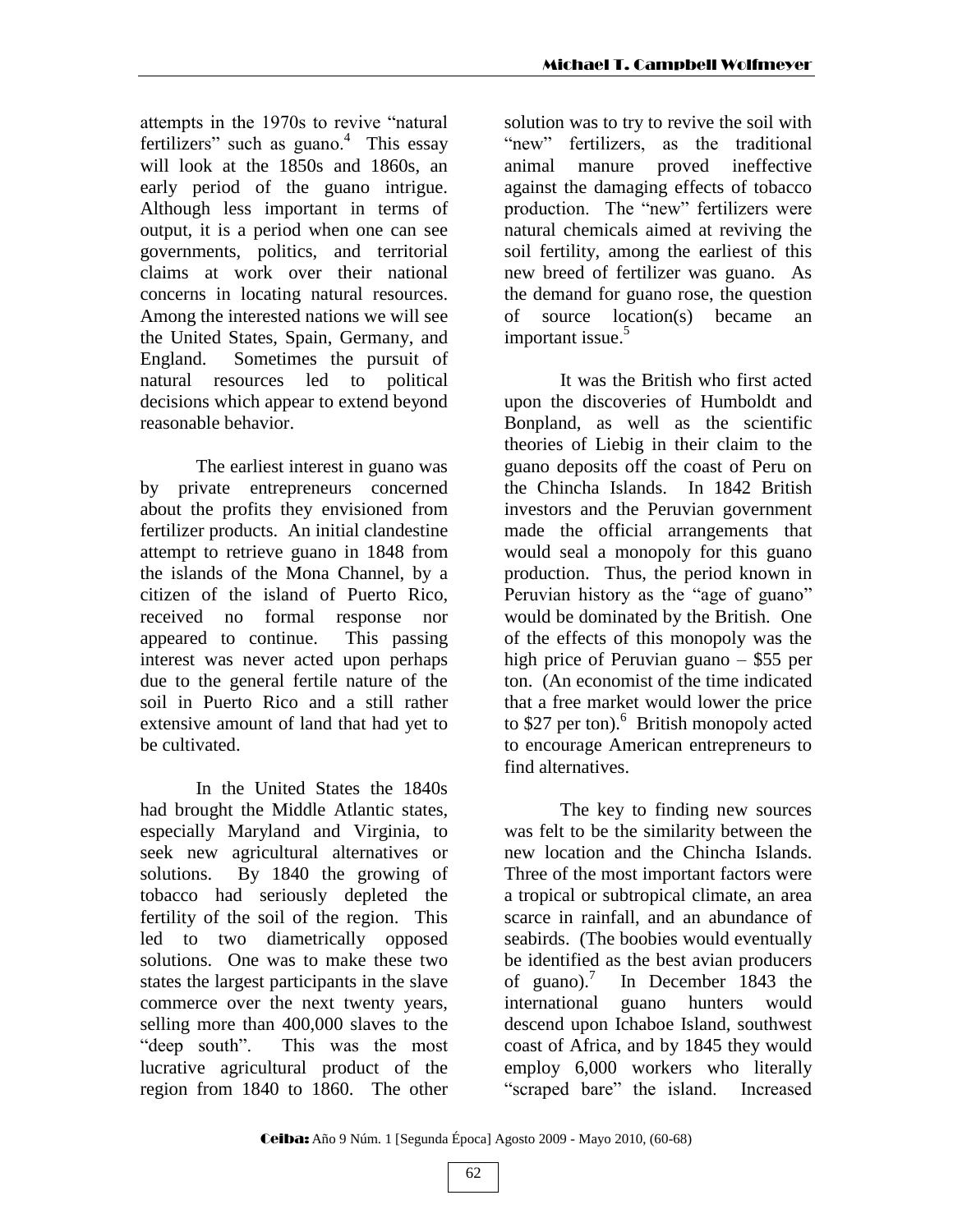attempts in the 1970s to revive "natural fertilizers" such as guano.[4] This essay will look at the 1850s and 1860s, an early period of the guano intrigue. Although less important in terms of output, it is a period when one can see governments, politics, and territorial claims at work over their national concerns in locating natural resources. Among the interested nations we will see the United States, Spain, Germany, and England. Sometimes the pursuit of natural resources led to political decisions which appear to extend beyond reasonable behavior.

The earliest interest in guano was by private entrepreneurs concerned about the profits they envisioned from fertilizer products. An initial clandestine attempt to retrieve guano in 1848 from the islands of the Mona Channel, by a citizen of the island of Puerto Rico, received no formal response nor appeared to continue. This passing interest was never acted upon perhaps due to the general fertile nature of the soil in Puerto Rico and a still rather extensive amount of land that had yet to be cultivated.

In the United States the 1840s had brought the Middle Atlantic states, especially Maryland and Virginia, to seek new agricultural alternatives or solutions. By 1840 the growing of tobacco had seriously depleted the fertility of the soil of the region. This led to two diametrically opposed solutions. One was to make these two states the largest participants in the slave commerce over the next twenty years, selling more than 400,000 slaves to the "deep south". This was the most lucrative agricultural product of the region from 1840 to 1860. The other solution was to try to revive the soil with "new" fertilizers, as the traditional animal manure proved ineffective against the damaging effects of tobacco production. The "new" fertilizers were natural chemicals aimed at reviving the soil fertility, among the earliest of this new breed of fertilizer was guano. As the demand for guano rose, the question of source location(s) became an important issue.[5]

It was the British who first acted upon the discoveries of Humboldt and Bonpland, as well as the scientific theories of Liebig in their claim to the guano deposits off the coast of Peru on the Chincha Islands. In 1842 British investors and the Peruvian government made the official arrangements that would seal a monopoly for this guano production. Thus, the period known in Peruvian history as the "age of guano" would be dominated by the British. One of the effects of this monopoly was the high price of Peruvian guano – $55 per ton. (An economist of the time indicated that a free market would lower the price to $27 per ton).[6] British monopoly acted to encourage American entrepreneurs to find alternatives.

The key to finding new sources was felt to be the similarity between the new location and the Chincha Islands. Three of the most important factors were a tropical or subtropical climate, an area scarce in rainfall, and an abundance of seabirds. (The boobies would eventually be identified as the best avian producers of guano).[7] In December 1843 the international guano hunters would descend upon Ichaboe Island, southwest coast of Africa, and by 1845 they would employ 6,000 workers who literally "scraped bare" the island. Increased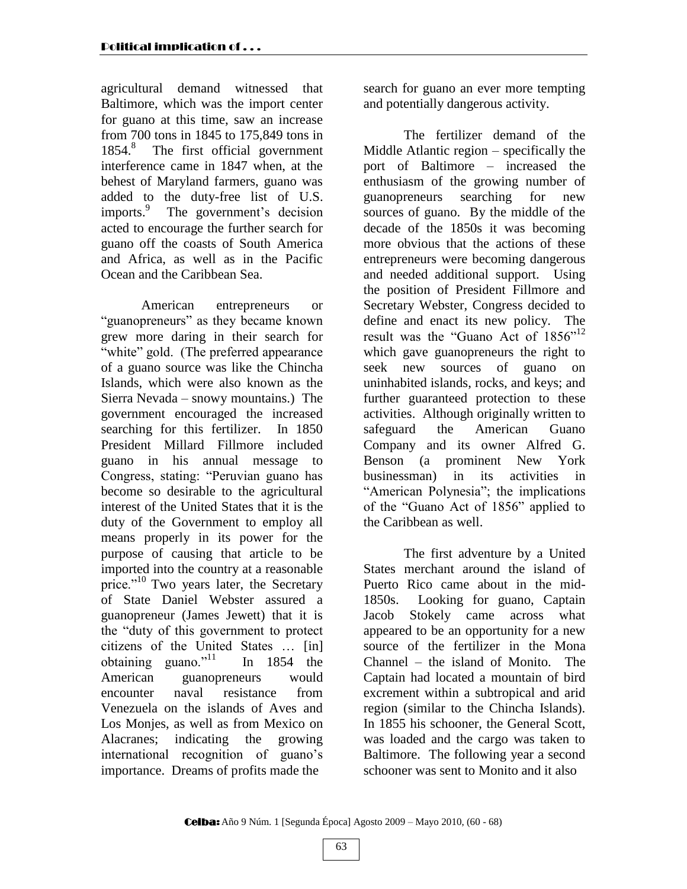agricultural demand witnessed that Baltimore, which was the import center for guano at this time, saw an increase from 700 tons in 1845 to 175,849 tons in 1854.[8] The first official government interference came in 1847 when, at the behest of Maryland farmers, guano was added to the duty-free list of U.S. imports.[9] The government's decision acted to encourage the further search for guano off the coasts of South America and Africa, as well as in the Pacific Ocean and the Caribbean Sea.

American entrepreneurs or "guanopreneurs" as they became known grew more daring in their search for "white" gold. (The preferred appearance of a guano source was like the Chincha Islands, which were also known as the Sierra Nevada – snowy mountains.) The government encouraged the increased searching for this fertilizer. In 1850 President Millard Fillmore included guano in his annual message to Congress, stating: "Peruvian guano has become so desirable to the agricultural interest of the United States that it is the duty of the Government to employ all means properly in its power for the purpose of causing that article to be imported into the country at a reasonable price."[10] Two years later, the Secretary of State Daniel Webster assured a guanopreneur (James Jewett) that it is the "duty of this government to protect citizens of the United States … [in] obtaining guano."[11] In 1854 the American guanopreneurs would encounter naval resistance from Venezuela on the islands of Aves and Los Monjes, as well as from Mexico on Alacranes; indicating the growing international recognition of guano's importance. Dreams of profits made the search for guano an ever more tempting and potentially dangerous activity.

The fertilizer demand of the Middle Atlantic region – specifically the port of Baltimore – increased the enthusiasm of the growing number of guanopreneurs searching for new sources of guano. By the middle of the decade of the 1850s it was becoming more obvious that the actions of these entrepreneurs were becoming dangerous and needed additional support. Using the position of President Fillmore and Secretary Webster, Congress decided to define and enact its new policy. The result was the "Guano Act of 1856"[12] which gave guanopreneurs the right to seek new sources of guano on uninhabited islands, rocks, and keys; and further guaranteed protection to these activities. Although originally written to safeguard the American Guano Company and its owner Alfred G. Benson (a prominent New York businessman) in its activities in "American Polynesia"; the implications of the "Guano Act of 1856" applied to the Caribbean as well.

The first adventure by a United States merchant around the island of Puerto Rico came about in the mid-1850s. Looking for guano, Captain Jacob Stokely came across what appeared to be an opportunity for a new source of the fertilizer in the Mona Channel – the island of Monito. The Captain had located a mountain of bird excrement within a subtropical and arid region (similar to the Chincha Islands). In 1855 his schooner, the General Scott, was loaded and the cargo was taken to Baltimore. The following year a second schooner was sent to Monito and it also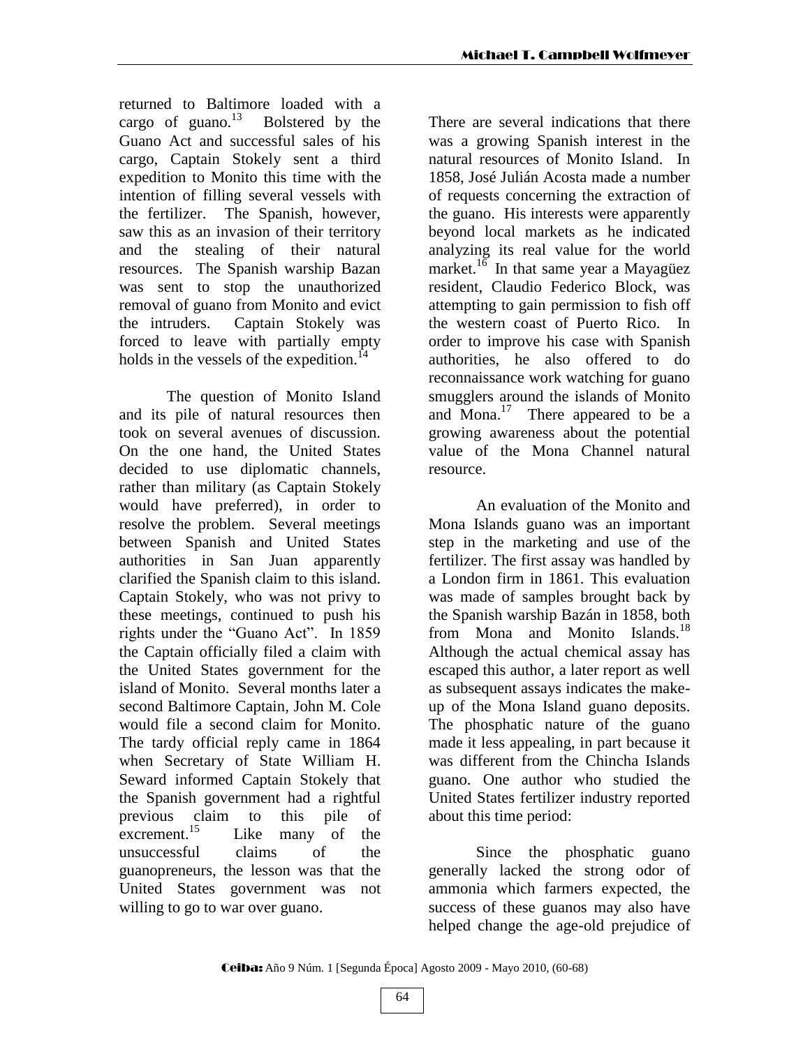returned to Baltimore loaded with a cargo of guano.[13] Bolstered by the Guano Act and successful sales of his cargo, Captain Stokely sent a third expedition to Monito this time with the intention of filling several vessels with the fertilizer. The Spanish, however, saw this as an invasion of their territory and the stealing of their natural resources. The Spanish warship Bazan was sent to stop the unauthorized removal of guano from Monito and evict the intruders. Captain Stokely was forced to leave with partially empty holds in the vessels of the expedition.[14]

The question of Monito Island and its pile of natural resources then took on several avenues of discussion. On the one hand, the United States decided to use diplomatic channels, rather than military (as Captain Stokely would have preferred), in order to resolve the problem. Several meetings between Spanish and United States authorities in San Juan apparently clarified the Spanish claim to this island. Captain Stokely, who was not privy to these meetings, continued to push his rights under the "Guano Act". In 1859 the Captain officially filed a claim with the United States government for the island of Monito. Several months later a second Baltimore Captain, John M. Cole would file a second claim for Monito. The tardy official reply came in 1864 when Secretary of State William H. Seward informed Captain Stokely that the Spanish government had a rightful previous claim to this pile of excrement.[15] Like many of the unsuccessful claims of the guanopreneurs, the lesson was that the United States government was not willing to go to war over guano.

There are several indications that there was a growing Spanish interest in the natural resources of Monito Island. In 1858, José Julián Acosta made a number of requests concerning the extraction of the guano. His interests were apparently beyond local markets as he indicated analyzing its real value for the world market.[16] In that same year a Mayagüez resident, Claudio Federico Block, was attempting to gain permission to fish off the western coast of Puerto Rico. In order to improve his case with Spanish authorities, he also offered to do reconnaissance work watching for guano smugglers around the islands of Monito and Mona.[17] There appeared to be a growing awareness about the potential value of the Mona Channel natural resource.

An evaluation of the Monito and Mona Islands guano was an important step in the marketing and use of the fertilizer. The first assay was handled by a London firm in 1861. This evaluation was made of samples brought back by the Spanish warship Bazán in 1858, both from Mona and Monito Islands.[18] Although the actual chemical assay has escaped this author, a later report as well as subsequent assays indicates the make-up of the Mona Island guano deposits. The phosphatic nature of the guano made it less appealing, in part because it was different from the Chincha Islands guano. One author who studied the United States fertilizer industry reported about this time period:

Since the phosphatic guano generally lacked the strong odor of ammonia which farmers expected, the success of these guanos may also have helped change the age-old prejudice of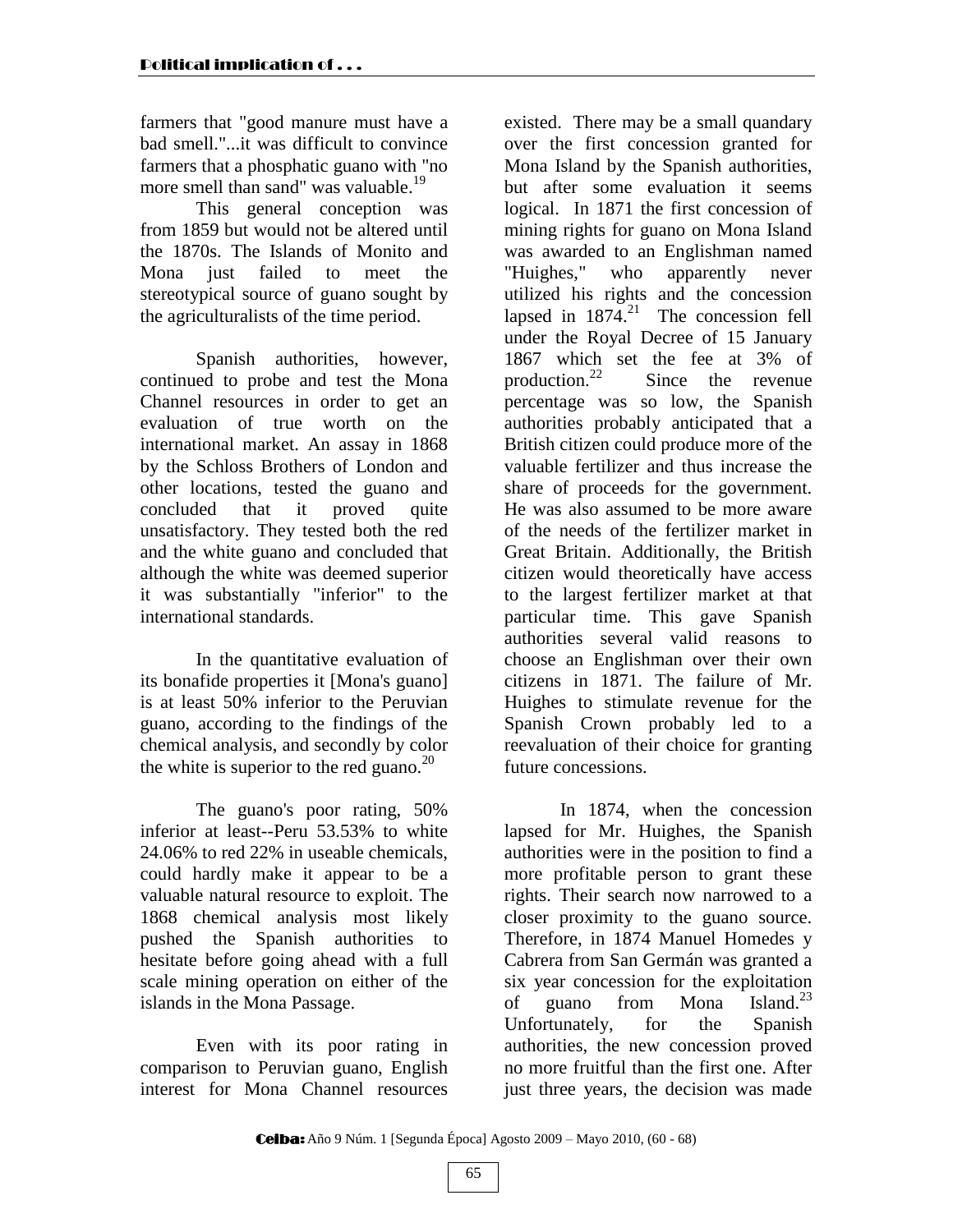farmers that "good manure must have a bad smell."...it was difficult to convince farmers that a phosphatic guano with "no more smell than sand" was valuable.[19]

This general conception was from 1859 but would not be altered until the 1870s. The Islands of Monito and Mona just failed to meet the stereotypical source of guano sought by the agriculturalists of the time period.

Spanish authorities, however, continued to probe and test the Mona Channel resources in order to get an evaluation of true worth on the international market. An assay in 1868 by the Schloss Brothers of London and other locations, tested the guano and concluded that it proved quite unsatisfactory. They tested both the red and the white guano and concluded that although the white was deemed superior it was substantially "inferior" to the international standards.

In the quantitative evaluation of its bonafide properties it [Mona's guano] is at least 50% inferior to the Peruvian guano, according to the findings of the chemical analysis, and secondly by color the white is superior to the red guano.[20]

The guano's poor rating, 50% inferior at least--Peru 53.53% to white 24.06% to red 22% in useable chemicals, could hardly make it appear to be a valuable natural resource to exploit. The 1868 chemical analysis most likely pushed the Spanish authorities to hesitate before going ahead with a full scale mining operation on either of the islands in the Mona Passage.

Even with its poor rating in comparison to Peruvian guano, English interest for Mona Channel resources existed. There may be a small quandary over the first concession granted for Mona Island by the Spanish authorities, but after some evaluation it seems logical. In 1871 the first concession of mining rights for guano on Mona Island was awarded to an Englishman named "Huighes," who apparently never utilized his rights and the concession lapsed in 1874.[21] The concession fell under the Royal Decree of 15 January 1867 which set the fee at 3% of production.[22] Since the revenue percentage was so low, the Spanish authorities probably anticipated that a British citizen could produce more of the valuable fertilizer and thus increase the share of proceeds for the government. He was also assumed to be more aware of the needs of the fertilizer market in Great Britain. Additionally, the British citizen would theoretically have access to the largest fertilizer market at that particular time. This gave Spanish authorities several valid reasons to choose an Englishman over their own citizens in 1871. The failure of Mr. Huighes to stimulate revenue for the Spanish Crown probably led to a reevaluation of their choice for granting future concessions.

In 1874, when the concession lapsed for Mr. Huighes, the Spanish authorities were in the position to find a more profitable person to grant these rights. Their search now narrowed to a closer proximity to the guano source. Therefore, in 1874 Manuel Homedes y Cabrera from San Germán was granted a six year concession for the exploitation of guano from Mona Island.[23] Unfortunately, for the Spanish authorities, the new concession proved no more fruitful than the first one. After just three years, the decision was made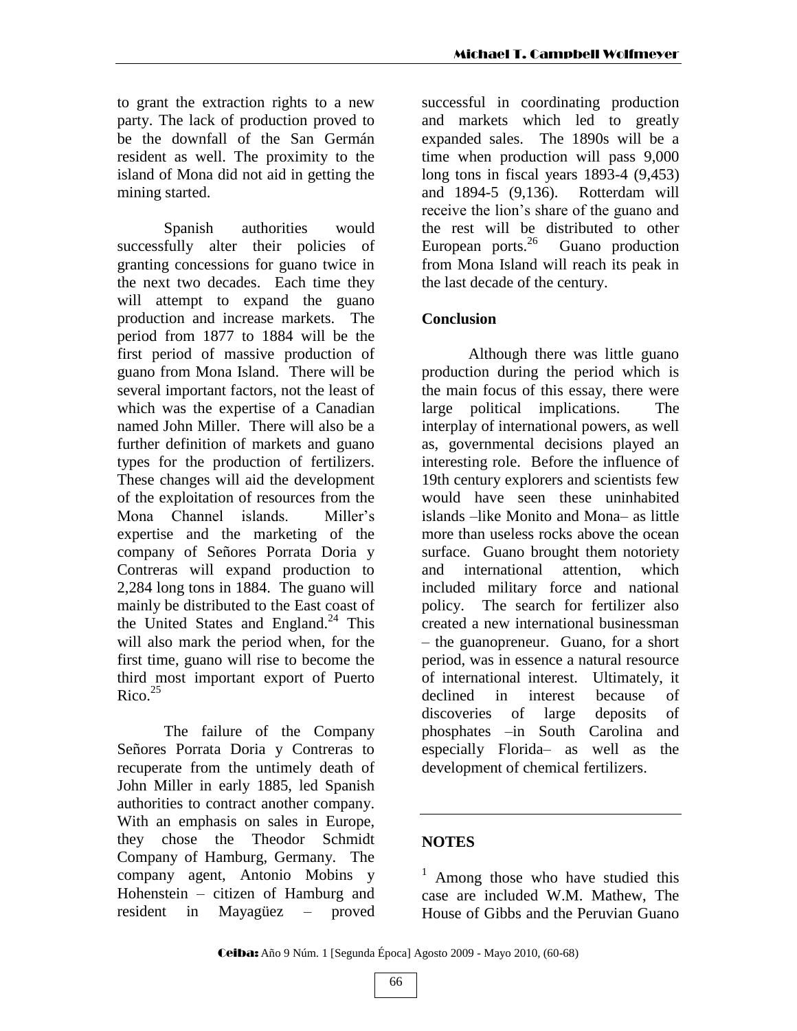to grant the extraction rights to a new party. The lack of production proved to be the downfall of the San Germán resident as well. The proximity to the island of Mona did not aid in getting the mining started.

Spanish authorities would successfully alter their policies of granting concessions for guano twice in the next two decades. Each time they will attempt to expand the guano production and increase markets. The period from 1877 to 1884 will be the first period of massive production of guano from Mona Island. There will be several important factors, not the least of which was the expertise of a Canadian named John Miller. There will also be a further definition of markets and guano types for the production of fertilizers. These changes will aid the development of the exploitation of resources from the Mona Channel islands. Miller's expertise and the marketing of the company of Señores Porrata Doria y Contreras will expand production to 2,284 long tons in 1884. The guano will mainly be distributed to the East coast of the United States and England.[24] This will also mark the period when, for the first time, guano will rise to become the third most important export of Puerto Rico.[25]

The failure of the Company Señores Porrata Doria y Contreras to recuperate from the untimely death of John Miller in early 1885, led Spanish authorities to contract another company. With an emphasis on sales in Europe, they chose the Theodor Schmidt Company of Hamburg, Germany. The company agent, Antonio Mobins y Hohenstein – citizen of Hamburg and resident in Mayagüez – proved successful in coordinating production and markets which led to greatly expanded sales. The 1890s will be a time when production will pass 9,000 long tons in fiscal years 1893-4 (9,453) and 1894-5 (9,136). Rotterdam will receive the lion's share of the guano and the rest will be distributed to other European ports.[26] Guano production from Mona Island will reach its peak in the last decade of the century.

## Conclusion

Although there was little guano production during the period which is the main focus of this essay, there were large political implications. The interplay of international powers, as well as, governmental decisions played an interesting role. Before the influence of 19th century explorers and scientists few would have seen these uninhabited islands –like Monito and Mona– as little more than useless rocks above the ocean surface. Guano brought them notoriety and international attention, which included military force and national policy. The search for fertilizer also created a new international businessman – the guanopreneur. Guano, for a short period, was in essence a natural resource of international interest. Ultimately, it declined in interest because of discoveries of large deposits of phosphates –in South Carolina and especially Florida– as well as the development of chemical fertilizers.

---

## NOTES

[1] Among those who have studied this case are included W.M. Mathew, The House of Gibbs and the Peruvian Guano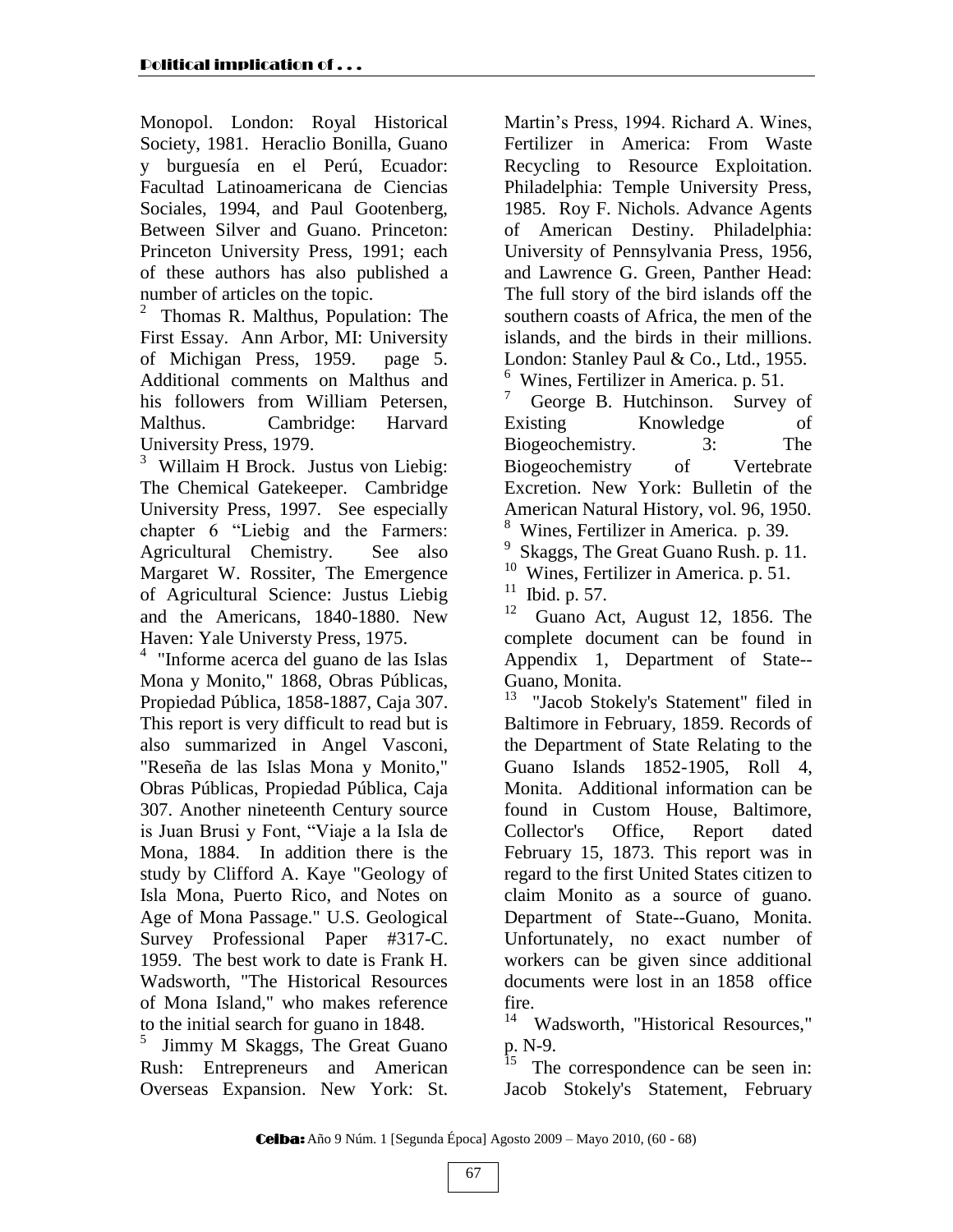Monopol. London: Royal Historical Society, 1981. Heraclio Bonilla, Guano y burguesía en el Perú, Ecuador: Facultad Latinoamericana de Ciencias Sociales, 1994, and Paul Gootenberg, Between Silver and Guano. Princeton: Princeton University Press, 1991; each of these authors has also published a number of articles on the topic.

[2] Thomas R. Malthus, Population: The First Essay. Ann Arbor, MI: University of Michigan Press, 1959. page 5. Additional comments on Malthus and his followers from William Petersen, Malthus. Cambridge: Harvard University Press, 1979.

[3] Willaim H Brock. Justus von Liebig: The Chemical Gatekeeper. Cambridge University Press, 1997. See especially chapter 6 "Liebig and the Farmers: Agricultural Chemistry. See also Margaret W. Rossiter, The Emergence of Agricultural Science: Justus Liebig and the Americans, 1840-1880. New Haven: Yale Universty Press, 1975.

[4] "Informe acerca del guano de las Islas Mona y Monito," 1868, Obras Públicas, Propiedad Pública, 1858-1887, Caja 307. This report is very difficult to read but is also summarized in Angel Vasconi, "Reseña de las Islas Mona y Monito," Obras Públicas, Propiedad Pública, Caja 307. Another nineteenth Century source is Juan Brusi y Font, "Viaje a la Isla de Mona, 1884. In addition there is the study by Clifford A. Kaye "Geology of Isla Mona, Puerto Rico, and Notes on Age of Mona Passage." U.S. Geological Survey Professional Paper #317-C. 1959. The best work to date is Frank H. Wadsworth, "The Historical Resources of Mona Island," who makes reference to the initial search for guano in 1848.

[5] Jimmy M Skaggs, The Great Guano Rush: Entrepreneurs and American Overseas Expansion. New York: St. Martin's Press, 1994. Richard A. Wines, Fertilizer in America: From Waste Recycling to Resource Exploitation. Philadelphia: Temple University Press, 1985. Roy F. Nichols. Advance Agents of American Destiny. Philadelphia: University of Pennsylvania Press, 1956, and Lawrence G. Green, Panther Head: The full story of the bird islands off the southern coasts of Africa, the men of the islands, and the birds in their millions. London: Stanley Paul & Co., Ltd., 1955.

[6] Wines, Fertilizer in America. p. 51.

[7] George B. Hutchinson. Survey of Existing Knowledge of Biogeochemistry. 3: The Biogeochemistry of Vertebrate Excretion. New York: Bulletin of the American Natural History, vol. 96, 1950.

[8] Wines, Fertilizer in America. p. 39.

[9] Skaggs, The Great Guano Rush. p. 11.

[10] Wines, Fertilizer in America. p. 51.

[11] Ibid. p. 57.

[12] Guano Act, August 12, 1856. The complete document can be found in Appendix 1, Department of State--Guano, Monita.

[13] "Jacob Stokely's Statement" filed in Baltimore in February, 1859. Records of the Department of State Relating to the Guano Islands 1852-1905, Roll 4, Monita. Additional information can be found in Custom House, Baltimore, Collector's Office, Report dated February 15, 1873. This report was in regard to the first United States citizen to claim Monito as a source of guano. Department of State--Guano, Monita. Unfortunately, no exact number of workers can be given since additional documents were lost in an 1858 office fire.

[14] Wadsworth, "Historical Resources," p. N-9.

[15] The correspondence can be seen in: Jacob Stokely's Statement, February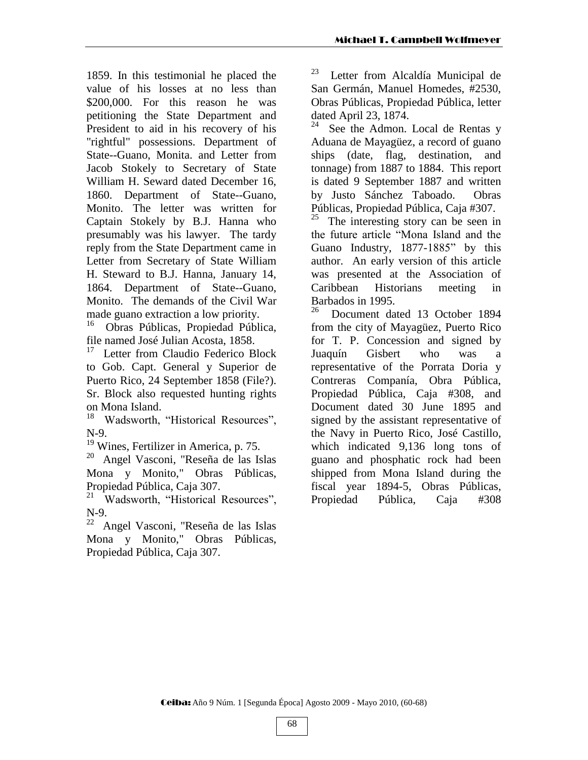1859. In this testimonial he placed the value of his losses at no less than $200,000. For this reason he was petitioning the State Department and President to aid in his recovery of his "rightful" possessions. Department of State--Guano, Monita. and Letter from Jacob Stokely to Secretary of State William H. Seward dated December 16, 1860. Department of State--Guano, Monito. The letter was written for Captain Stokely by B.J. Hanna who presumably was his lawyer. The tardy reply from the State Department came in Letter from Secretary of State William H. Steward to B.J. Hanna, January 14, 1864. Department of State--Guano, Monito. The demands of the Civil War made guano extraction a low priority.

[16] Obras Públicas, Propiedad Pública, file named José Julian Acosta, 1858.

[17] Letter from Claudio Federico Block to Gob. Capt. General y Superior de Puerto Rico, 24 September 1858 (File?). Sr. Block also requested hunting rights on Mona Island.

[18] Wadsworth, "Historical Resources", N-9.

[19] Wines, Fertilizer in America, p. 75.

[20] Angel Vasconi, "Reseña de las Islas Mona y Monito," Obras Públicas, Propiedad Pública, Caja 307.

[21] Wadsworth, "Historical Resources", N-9.

[22] Angel Vasconi, "Reseña de las Islas Mona y Monito," Obras Públicas, Propiedad Pública, Caja 307.

[23] Letter from Alcaldía Municipal de San Germán, Manuel Homedes, #2530, Obras Públicas, Propiedad Pública, letter dated April 23, 1874.

[24] See the Admon. Local de Rentas y Aduana de Mayagüez, a record of guano ships (date, flag, destination, and tonnage) from 1887 to 1884. This report is dated 9 September 1887 and written by Justo Sánchez Taboado. Obras Públicas, Propiedad Pública, Caja #307.

[25] The interesting story can be seen in the future article "Mona Island and the Guano Industry, 1877-1885" by this author. An early version of this article was presented at the Association of Caribbean Historians meeting in Barbados in 1995.

[26] Document dated 13 October 1894 from the city of Mayagüez, Puerto Rico for T. P. Concession and signed by Juaquín Gisbert who was a representative of the Porrata Doria y Contreras Companía, Obra Pública, Propiedad Pública, Caja #308, and Document dated 30 June 1895 and signed by the assistant representative of the Navy in Puerto Rico, José Castillo, which indicated 9,136 long tons of guano and phosphatic rock had been shipped from Mona Island during the fiscal year 1894-5, Obras Públicas, Propiedad Pública, Caja #308